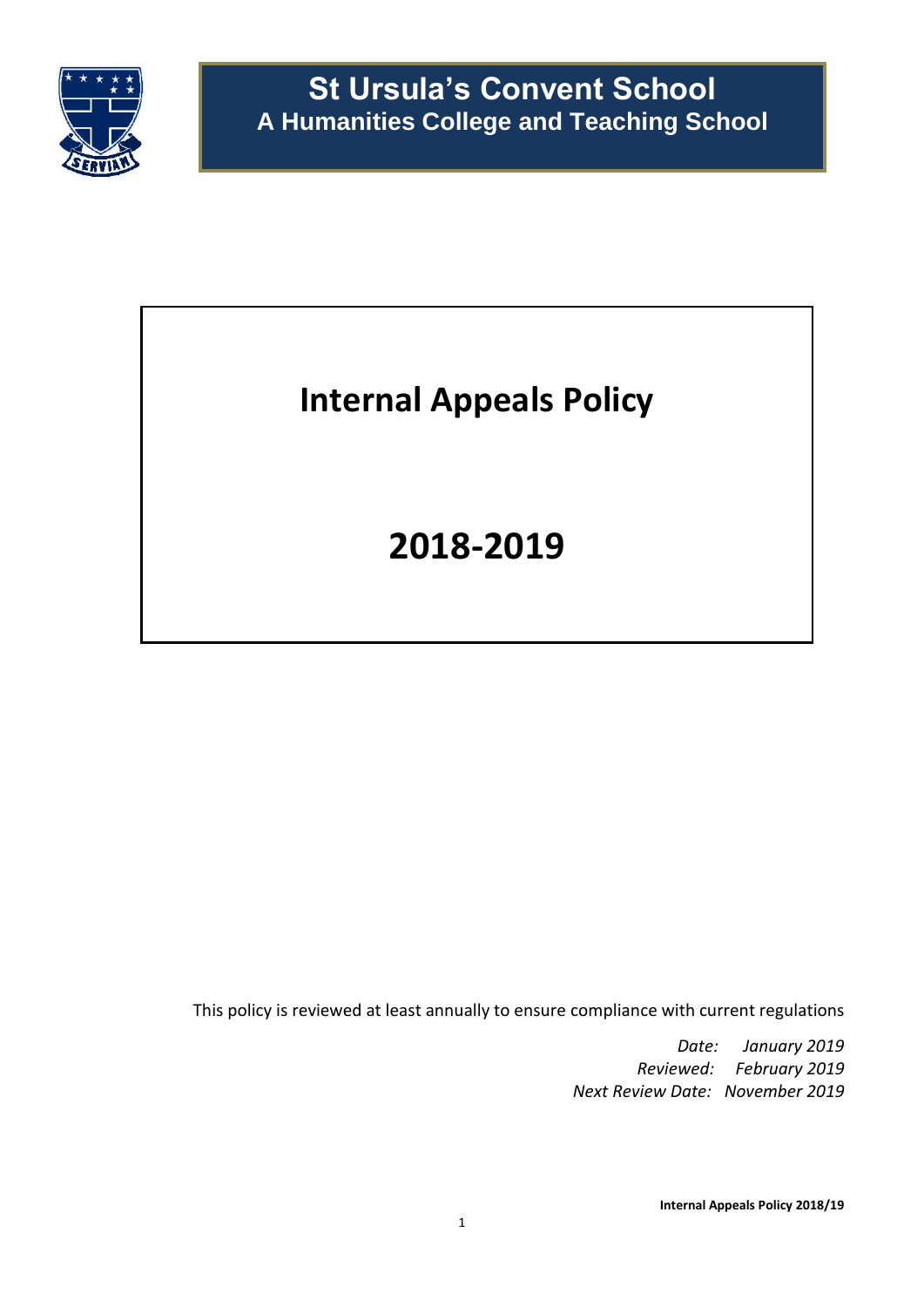# St Ursula's Convent School

## A Humanities College and Teaching School

# Internal Appeals Policy

# 2018-2019

This policy is reviewed at least annually to ensure compliance with current regulations

*Date:* *January 2019*
*Reviewed:* *February 2019*
*Next Review Date:* *November 2019*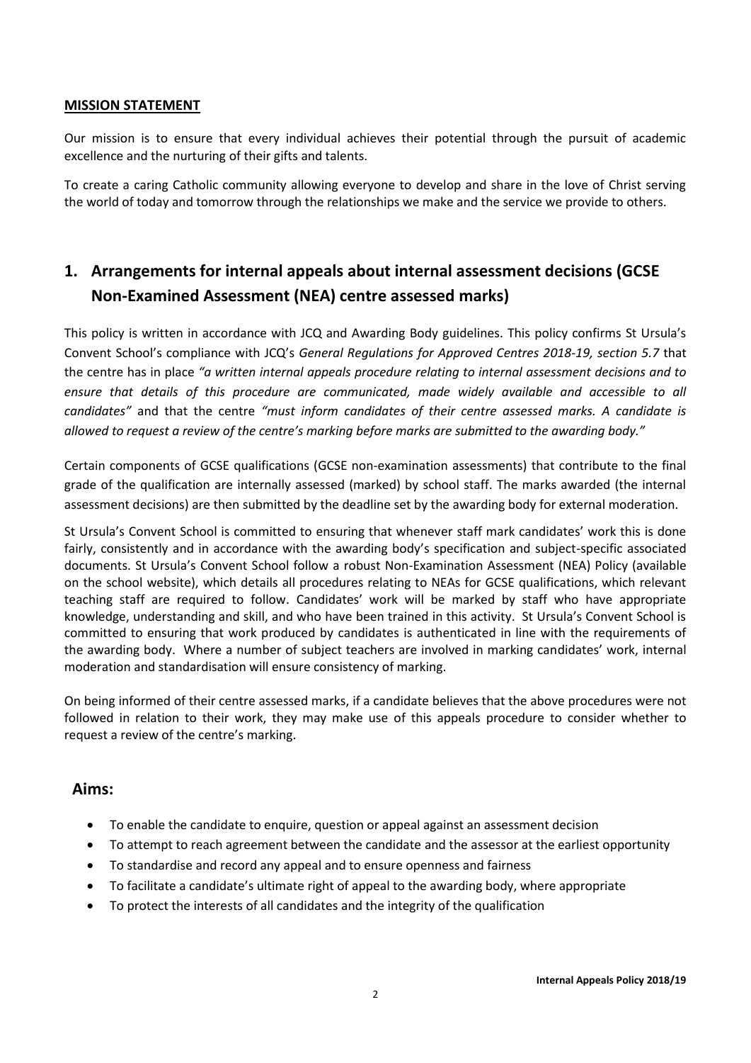**MISSION STATEMENT**

Our mission is to ensure that every individual achieves their potential through the pursuit of academic excellence and the nurturing of their gifts and talents.

To create a caring Catholic community allowing everyone to develop and share in the love of Christ serving the world of today and tomorrow through the relationships we make and the service we provide to others.

# 1. Arrangements for internal appeals about internal assessment decisions (GCSE Non-Examined Assessment (NEA) centre assessed marks)

This policy is written in accordance with JCQ and Awarding Body guidelines. This policy confirms St Ursula's Convent School's compliance with JCQ's *General Regulations for Approved Centres 2018-19, section 5.7* that the centre has in place *"a written internal appeals procedure relating to internal assessment decisions and to ensure that details of this procedure are communicated, made widely available and accessible to all candidates"* and that the centre *"must inform candidates of their centre assessed marks. A candidate is allowed to request a review of the centre's marking before marks are submitted to the awarding body."*

Certain components of GCSE qualifications (GCSE non-examination assessments) that contribute to the final grade of the qualification are internally assessed (marked) by school staff. The marks awarded (the internal assessment decisions) are then submitted by the deadline set by the awarding body for external moderation.

St Ursula's Convent School is committed to ensuring that whenever staff mark candidates' work this is done fairly, consistently and in accordance with the awarding body's specification and subject-specific associated documents. St Ursula's Convent School follow a robust Non-Examination Assessment (NEA) Policy (available on the school website), which details all procedures relating to NEAs for GCSE qualifications, which relevant teaching staff are required to follow. Candidates' work will be marked by staff who have appropriate knowledge, understanding and skill, and who have been trained in this activity. St Ursula's Convent School is committed to ensuring that work produced by candidates is authenticated in line with the requirements of the awarding body. Where a number of subject teachers are involved in marking candidates' work, internal moderation and standardisation will ensure consistency of marking.

On being informed of their centre assessed marks, if a candidate believes that the above procedures were not followed in relation to their work, they may make use of this appeals procedure to consider whether to request a review of the centre's marking.

## Aims:

- To enable the candidate to enquire, question or appeal against an assessment decision
- To attempt to reach agreement between the candidate and the assessor at the earliest opportunity
- To standardise and record any appeal and to ensure openness and fairness
- To facilitate a candidate's ultimate right of appeal to the awarding body, where appropriate
- To protect the interests of all candidates and the integrity of the qualification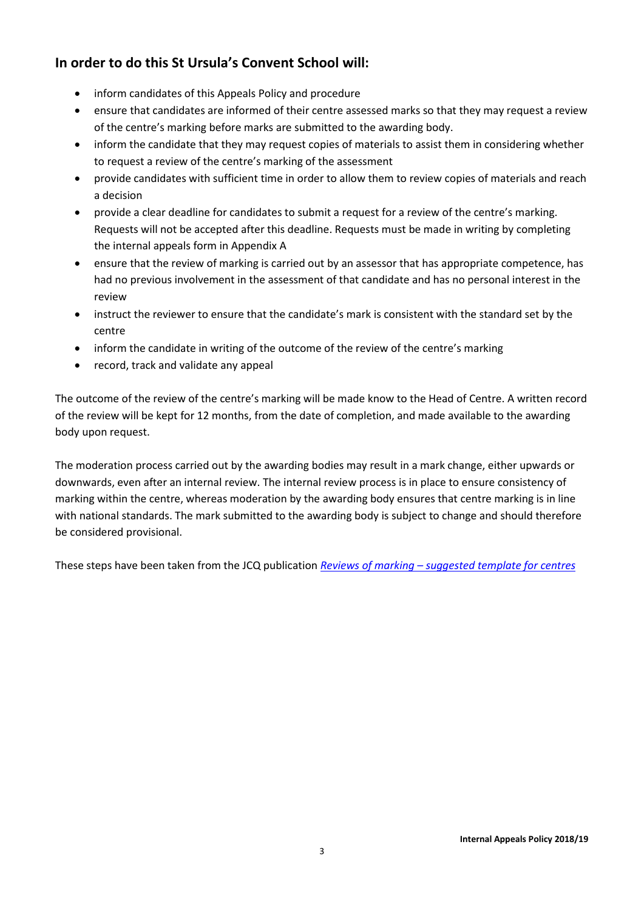## In order to do this St Ursula's Convent School will:

- inform candidates of this Appeals Policy and procedure
- ensure that candidates are informed of their centre assessed marks so that they may request a review of the centre's marking before marks are submitted to the awarding body.
- inform the candidate that they may request copies of materials to assist them in considering whether to request a review of the centre's marking of the assessment
- provide candidates with sufficient time in order to allow them to review copies of materials and reach a decision
- provide a clear deadline for candidates to submit a request for a review of the centre's marking. Requests will not be accepted after this deadline. Requests must be made in writing by completing the internal appeals form in Appendix A
- ensure that the review of marking is carried out by an assessor that has appropriate competence, has had no previous involvement in the assessment of that candidate and has no personal interest in the review
- instruct the reviewer to ensure that the candidate's mark is consistent with the standard set by the centre
- inform the candidate in writing of the outcome of the review of the centre's marking
- record, track and validate any appeal

The outcome of the review of the centre's marking will be made know to the Head of Centre. A written record of the review will be kept for 12 months, from the date of completion, and made available to the awarding body upon request.

The moderation process carried out by the awarding bodies may result in a mark change, either upwards or downwards, even after an internal review. The internal review process is in place to ensure consistency of marking within the centre, whereas moderation by the awarding body ensures that centre marking is in line with national standards. The mark submitted to the awarding body is subject to change and should therefore be considered provisional.

These steps have been taken from the JCQ publication *Reviews of marking – suggested template for centres*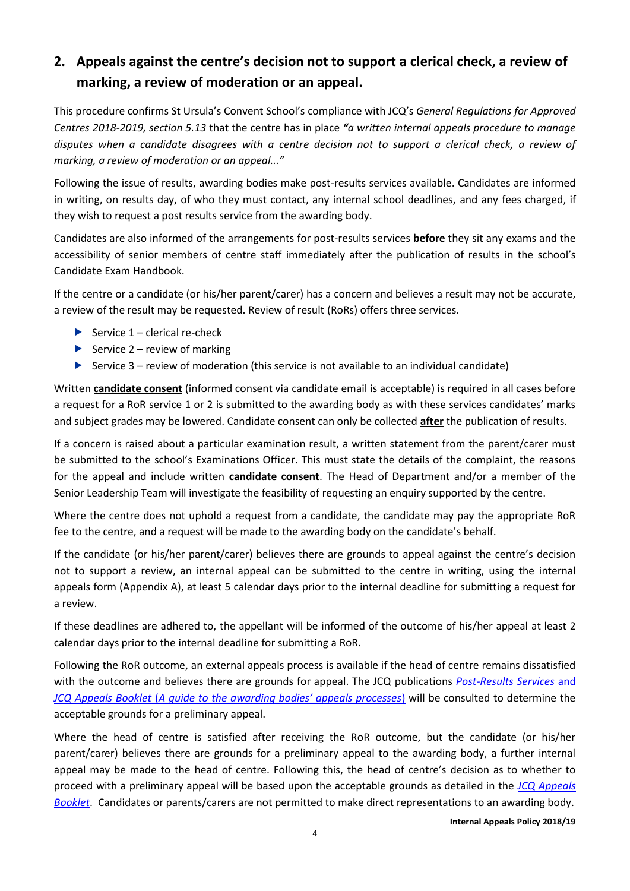## 2. Appeals against the centre's decision not to support a clerical check, a review of marking, a review of moderation or an appeal.

This procedure confirms St Ursula's Convent School's compliance with JCQ's *General Regulations for Approved Centres 2018-2019, section 5.13* that the centre has in place ***"****a written internal appeals procedure to manage disputes when a candidate disagrees with a centre decision not to support a clerical check, a review of marking, a review of moderation or an appeal..."*

Following the issue of results, awarding bodies make post-results services available. Candidates are informed in writing, on results day, of who they must contact, any internal school deadlines, and any fees charged, if they wish to request a post results service from the awarding body.

Candidates are also informed of the arrangements for post-results services **before** they sit any exams and the accessibility of senior members of centre staff immediately after the publication of results in the school's Candidate Exam Handbook.

If the centre or a candidate (or his/her parent/carer) has a concern and believes a result may not be accurate, a review of the result may be requested. Review of result (RoRs) offers three services.

- Service 1 – clerical re-check
- Service 2 – review of marking
- Service 3 – review of moderation (this service is not available to an individual candidate)

Written **candidate consent** (informed consent via candidate email is acceptable) is required in all cases before a request for a RoR service 1 or 2 is submitted to the awarding body as with these services candidates' marks and subject grades may be lowered. Candidate consent can only be collected **after** the publication of results.

If a concern is raised about a particular examination result, a written statement from the parent/carer must be submitted to the school's Examinations Officer. This must state the details of the complaint, the reasons for the appeal and include written **candidate consent**. The Head of Department and/or a member of the Senior Leadership Team will investigate the feasibility of requesting an enquiry supported by the centre.

Where the centre does not uphold a request from a candidate, the candidate may pay the appropriate RoR fee to the centre, and a request will be made to the awarding body on the candidate's behalf.

If the candidate (or his/her parent/carer) believes there are grounds to appeal against the centre's decision not to support a review, an internal appeal can be submitted to the centre in writing, using the internal appeals form (Appendix A), at least 5 calendar days prior to the internal deadline for submitting a request for a review.

If these deadlines are adhered to, the appellant will be informed of the outcome of his/her appeal at least 2 calendar days prior to the internal deadline for submitting a RoR.

Following the RoR outcome, an external appeals process is available if the head of centre remains dissatisfied with the outcome and believes there are grounds for appeal. The JCQ publications *Post-Results Services* and *JCQ Appeals Booklet* (*A guide to the awarding bodies' appeals processes*) will be consulted to determine the acceptable grounds for a preliminary appeal.

Where the head of centre is satisfied after receiving the RoR outcome, but the candidate (or his/her parent/carer) believes there are grounds for a preliminary appeal to the awarding body, a further internal appeal may be made to the head of centre. Following this, the head of centre's decision as to whether to proceed with a preliminary appeal will be based upon the acceptable grounds as detailed in the *JCQ Appeals Booklet*. Candidates or parents/carers are not permitted to make direct representations to an awarding body.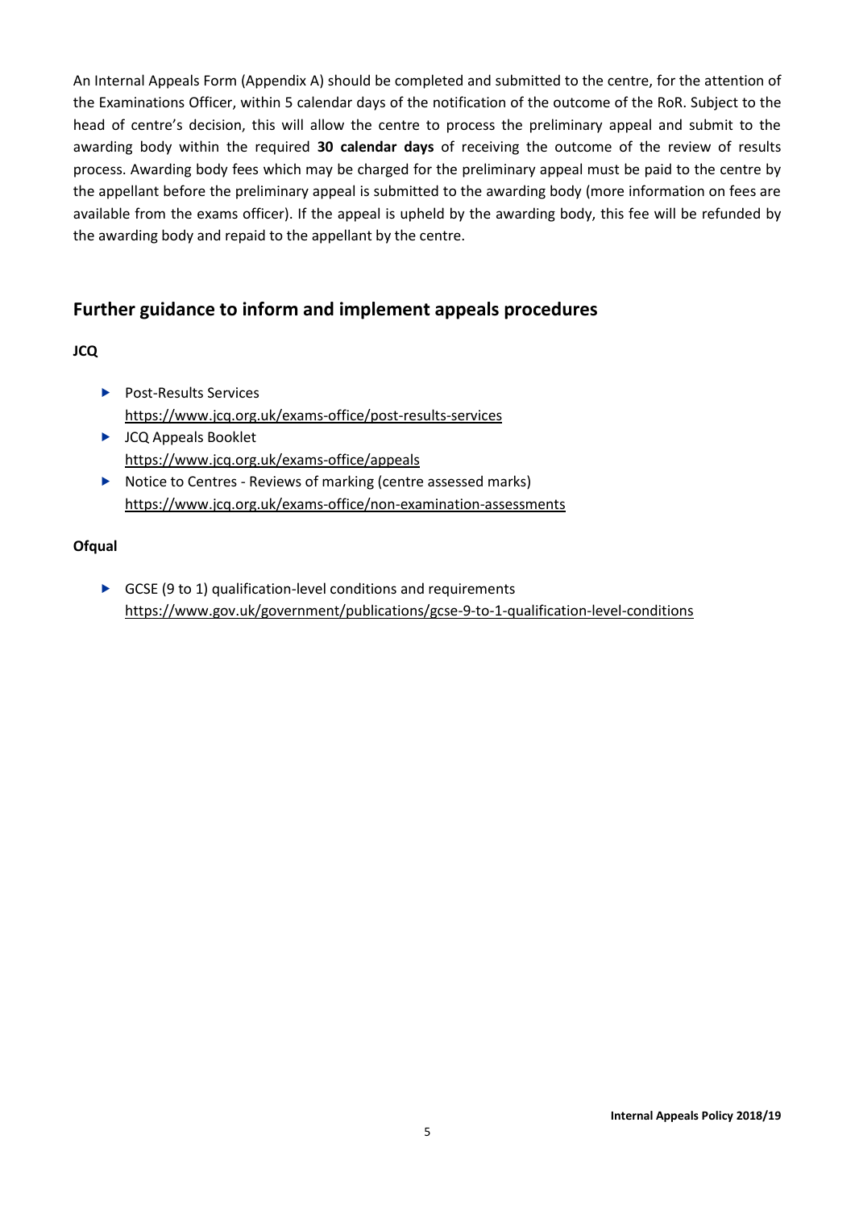An Internal Appeals Form (Appendix A) should be completed and submitted to the centre, for the attention of the Examinations Officer, within 5 calendar days of the notification of the outcome of the RoR. Subject to the head of centre's decision, this will allow the centre to process the preliminary appeal and submit to the awarding body within the required **30 calendar days** of receiving the outcome of the review of results process. Awarding body fees which may be charged for the preliminary appeal must be paid to the centre by the appellant before the preliminary appeal is submitted to the awarding body (more information on fees are available from the exams officer). If the appeal is upheld by the awarding body, this fee will be refunded by the awarding body and repaid to the appellant by the centre.

## Further guidance to inform and implement appeals procedures

**JCQ**

- Post-Results Services
  https://www.jcq.org.uk/exams-office/post-results-services
- JCQ Appeals Booklet
  https://www.jcq.org.uk/exams-office/appeals
- Notice to Centres - Reviews of marking (centre assessed marks)
  https://www.jcq.org.uk/exams-office/non-examination-assessments

**Ofqual**

- GCSE (9 to 1) qualification-level conditions and requirements
  https://www.gov.uk/government/publications/gcse-9-to-1-qualification-level-conditions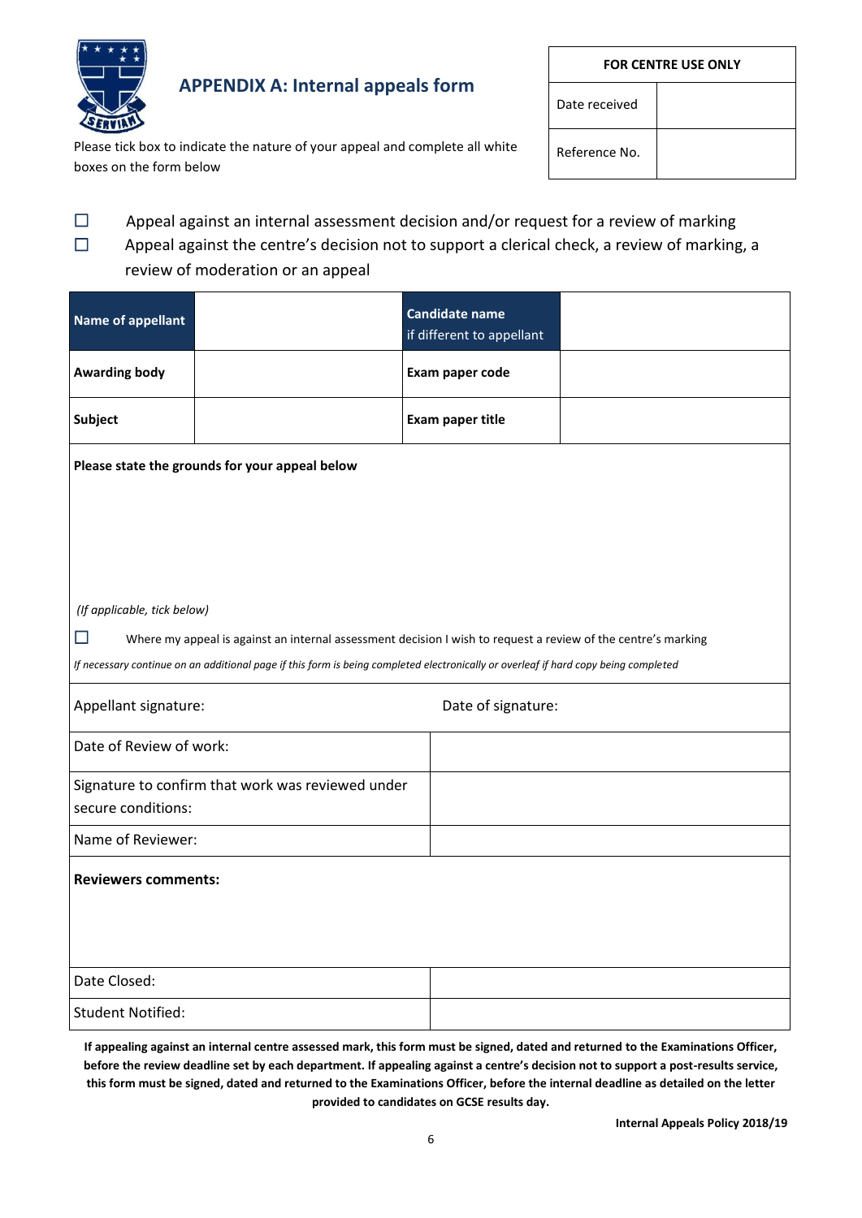## APPENDIX A: Internal appeals form

| FOR CENTRE USE ONLY | |
|---|---|
| Date received | |
| Reference No. | |

Please tick box to indicate the nature of your appeal and complete all white boxes on the form below

☐ Appeal against an internal assessment decision and/or request for a review of marking

☐ Appeal against the centre's decision not to support a clerical check, a review of marking, a review of moderation or an appeal

| **Name of appellant** | | **Candidate name** if different to appellant | |
|---|---|---|---|
| **Awarding body** | | **Exam paper code** | |
| **Subject** | | **Exam paper title** | |

**Please state the grounds for your appeal below**

*(If applicable, tick below)*

☐ Where my appeal is against an internal assessment decision I wish to request a review of the centre's marking

*If necessary continue on an additional page if this form is being completed electronically or overleaf if hard copy being completed*

| Appellant signature: | Date of signature: |
|---|---|
| Date of Review of work: | |
| Signature to confirm that work was reviewed under secure conditions: | |
| Name of Reviewer: | |

**Reviewers comments:**

| Date Closed: | |
|---|---|
| Student Notified: | |

**If appealing against an internal centre assessed mark, this form must be signed, dated and returned to the Examinations Officer, before the review deadline set by each department. If appealing against a centre's decision not to support a post-results service, this form must be signed, dated and returned to the Examinations Officer, before the internal deadline as detailed on the letter provided to candidates on GCSE results day.**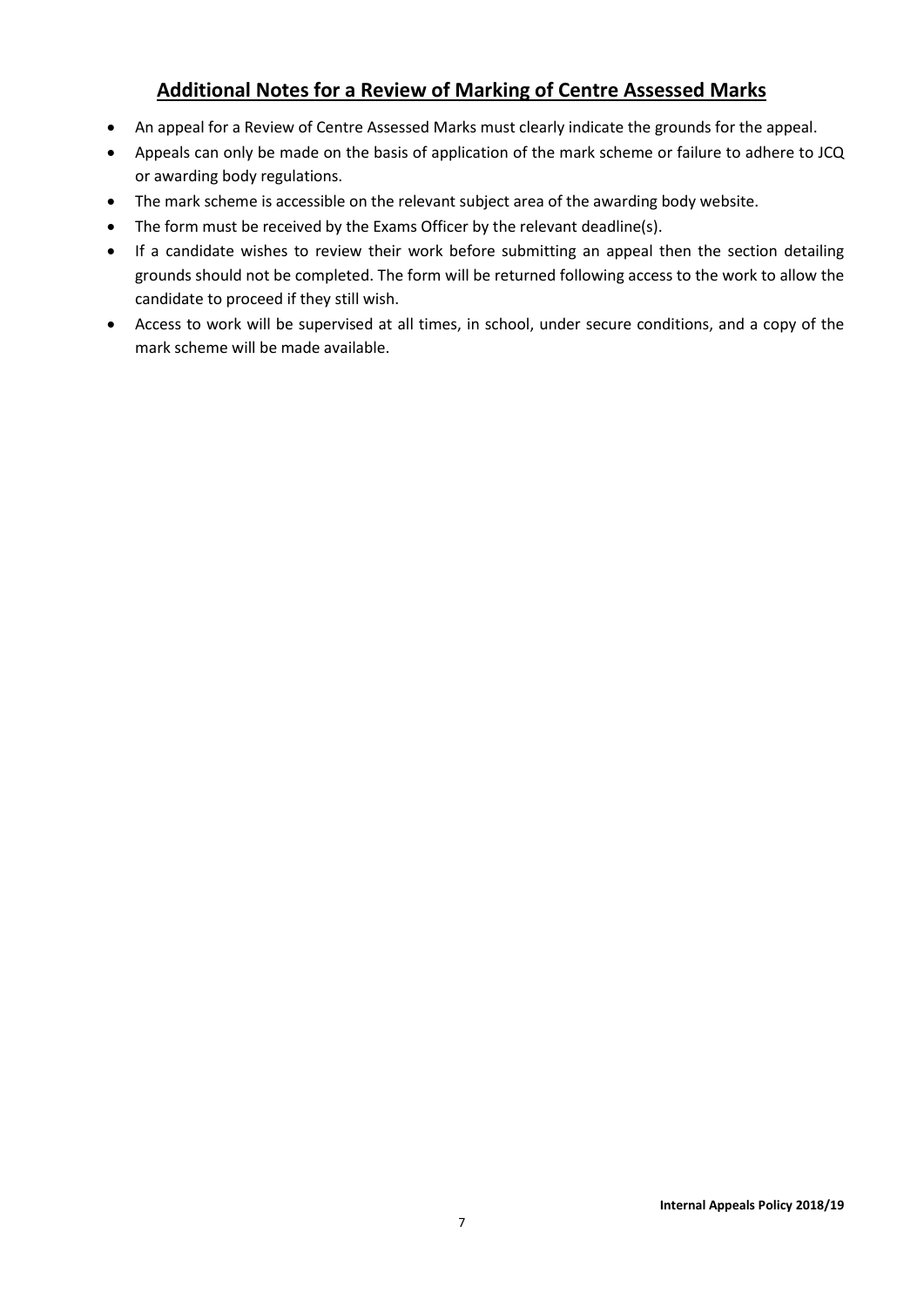## Additional Notes for a Review of Marking of Centre Assessed Marks

- An appeal for a Review of Centre Assessed Marks must clearly indicate the grounds for the appeal.
- Appeals can only be made on the basis of application of the mark scheme or failure to adhere to JCQ or awarding body regulations.
- The mark scheme is accessible on the relevant subject area of the awarding body website.
- The form must be received by the Exams Officer by the relevant deadline(s).
- If a candidate wishes to review their work before submitting an appeal then the section detailing grounds should not be completed. The form will be returned following access to the work to allow the candidate to proceed if they still wish.
- Access to work will be supervised at all times, in school, under secure conditions, and a copy of the mark scheme will be made available.